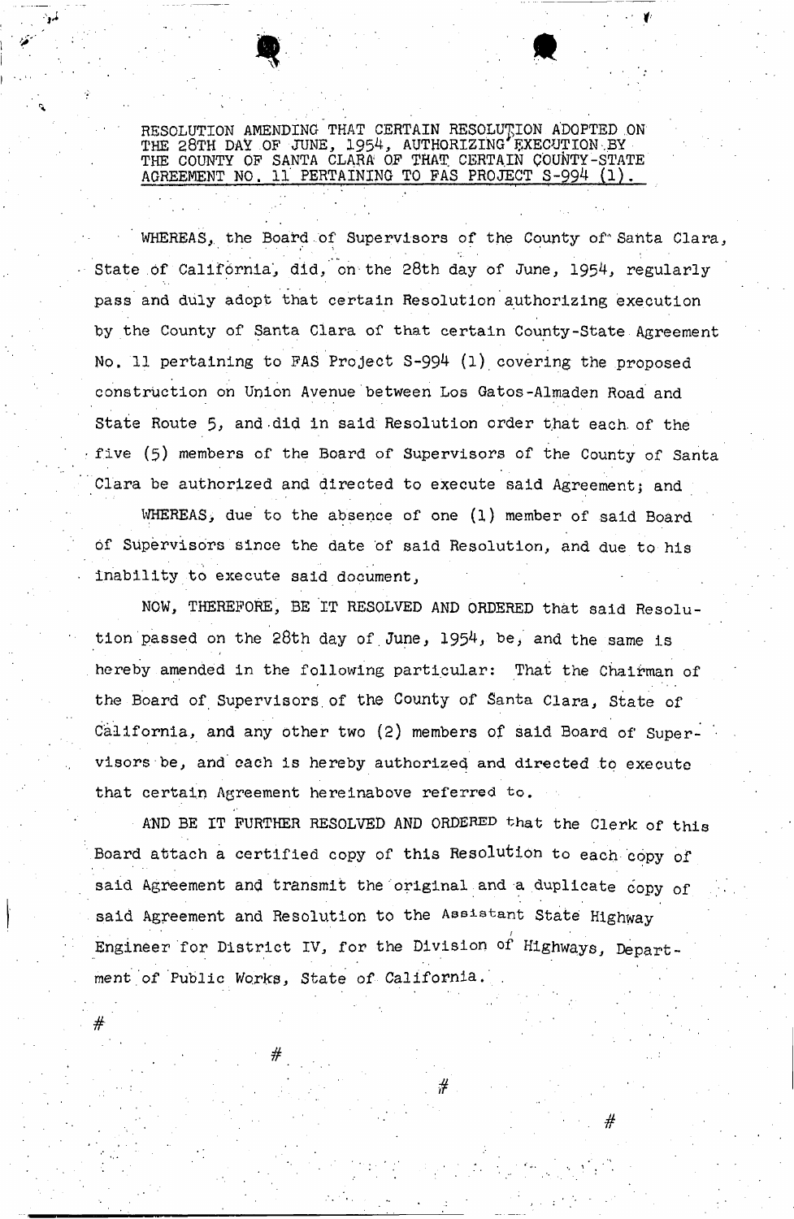RESOLUTION AMENDING THAT CERTAIN RESOLUTION ADOPTED ON THE 28TH DAY OF JUNE, 1954, AUTHORIZING EXECUTION BY THE COUNTY OF SANTA CLARA OF THAT CERTAIN COUNTY-STATE AGREEMENT NO. 11 PERTAINING TO FAS PROJECT S-994 (1).

WHEREAS, the Board of Supervisors of the County of Santa Clara, State of California, did, on the 28th day of June, 1954, regularly pass and duly adopt that certain Resolution authorizing execution by the County of Santa Clara of that certain County-State Agreement No. 11 pertaining to FAS Project S-994 (1) covering the proposed construction on Union Avenue between Los Gatos-Almaden Road and State Route 5, and did in said Resolution order that each of the five (5) members of the Board of Supervisors of the County of Santa Clara be authorized and directed to execute said Agreement; and

WHEREAS, due to the absence of one (1) member of said Board of Supervisors since the date of said Resolution, and due to his inability to execute said document,

NOW, THEREFORE, BE IT RESOLVED AND ORDERED that said Resolution passed on the 28th day of June, 1954, be, and the same is hereby amended in the following particular: That the Chairman of the Board of Supervisors of the County of Santa Clara, State of California, and any other two (2) members of said Board of Supervisors be, and each is hereby authorized and directed to execute that certain Agreement hereinabove referred to.

AND BE IT FURTHER RESOLVED AND ORDERED that the Clerk of this Board attach a certified copy of this Resolution to each copy of said Agreement and transmit the original and a duplicate copy of said Agreement and Resolution to the Assistant State Highway Engineer for District IV, for the Division of Highways, Department of Public Works, State of California.

# # # #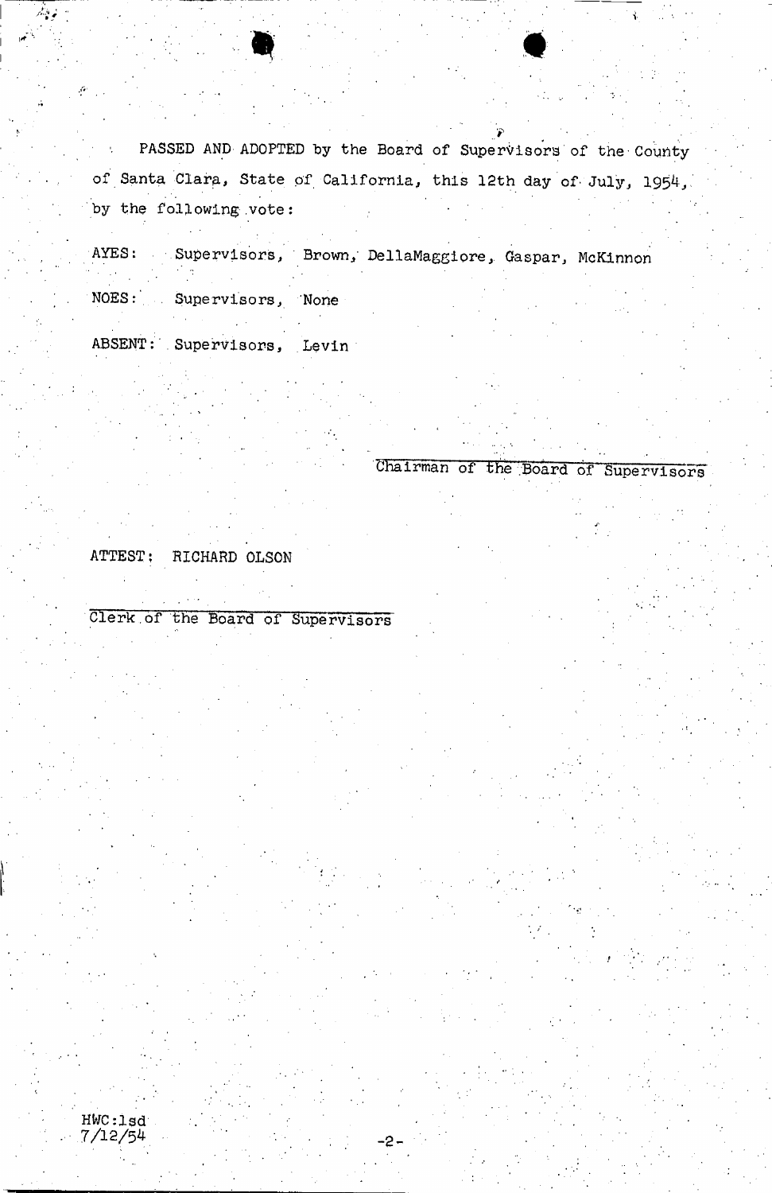PASSED AND ADOPTED by the Board of Supervisors of the County of Santa Clara, State of California, this 12th day of July, 1954, by the following vote:

AYES: Supervisors, Brown, DellaMaggiore, Gaspar, McKinnon

NOES: Supervisors, None

ABSENT: Supervisors, Levin

Chairman of the Board of Supervisors

ATTEST: RICHARD OLSON

Clerk of the Board of Supervisors

HWC:lsd
7/12/54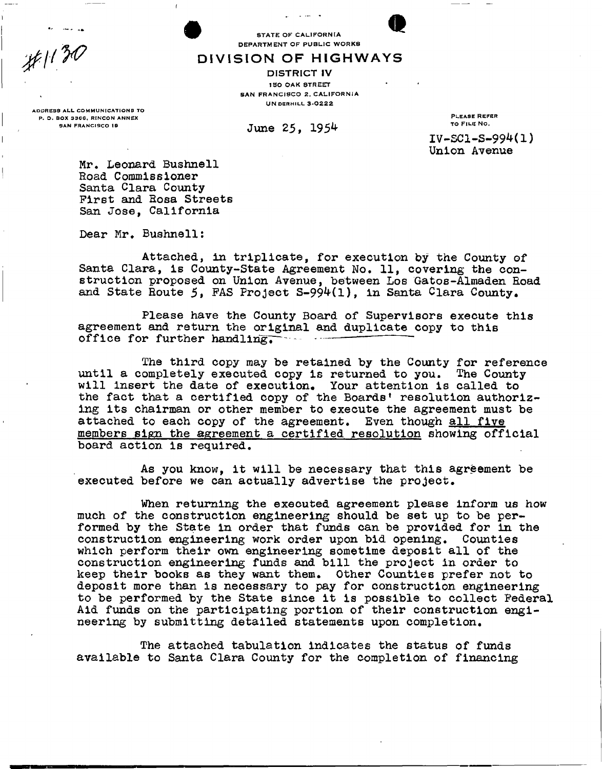#1130

STATE OF CALIFORNIA
DEPARTMENT OF PUBLIC WORKS

# DIVISION OF HIGHWAYS

DISTRICT IV
150 OAK STREET
SAN FRANCISCO 2, CALIFORNIA
UNDERHILL 3-0222

ADDRESS ALL COMMUNICATIONS TO
P. O. BOX 3366, RINCON ANNEX
SAN FRANCISCO 19

June 25, 1954

PLEASE REFER
TO FILE NO.

IV-SCl-S-994(1)
Union Avenue

Mr. Leonard Bushnell
Road Commissioner
Santa Clara County
First and Rosa Streets
San Jose, California

Dear Mr. Bushnell:

Attached, in triplicate, for execution by the County of Santa Clara, is County-State Agreement No. 11, covering the construction proposed on Union Avenue, between Los Gatos-Almaden Road and State Route 5, FAS Project S-994(1), in Santa Clara County.

Please have the County Board of Supervisors execute this agreement and return the original and duplicate copy to this office for further handling.

The third copy may be retained by the County for reference until a completely executed copy is returned to you. The County will insert the date of execution. Your attention is called to the fact that a certified copy of the Boards' resolution authorizing its chairman or other member to execute the agreement must be attached to each copy of the agreement. Even though all five members sign the agreement a certified resolution showing official board action is required.

As you know, it will be necessary that this agreement be executed before we can actually advertise the project.

When returning the executed agreement please inform us how much of the construction engineering should be set up to be performed by the State in order that funds can be provided for in the construction engineering work order upon bid opening. Counties which perform their own engineering sometime deposit all of the construction engineering funds and bill the project in order to keep their books as they want them. Other Counties prefer not to deposit more than is necessary to pay for construction engineering to be performed by the State since it is possible to collect Federal Aid funds on the participating portion of their construction engineering by submitting detailed statements upon completion.

The attached tabulation indicates the status of funds available to Santa Clara County for the completion of financing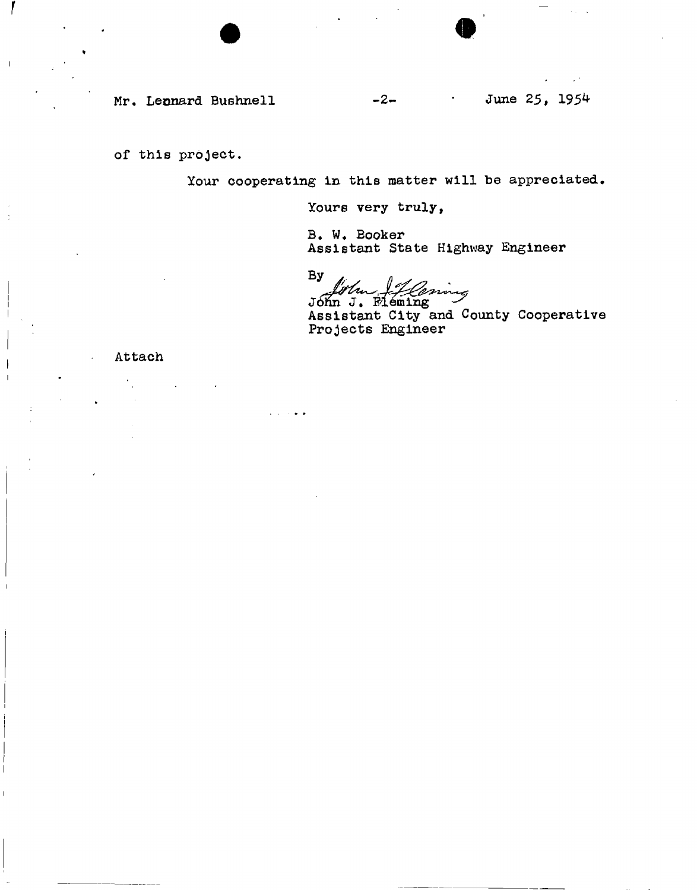of this project.

Your cooperating in this matter will be appreciated.

Yours very truly,

B. W. Booker
Assistant State Highway Engineer

By John J. Fleming
John J. Fleming
Assistant City and County Cooperative
Projects Engineer

Attach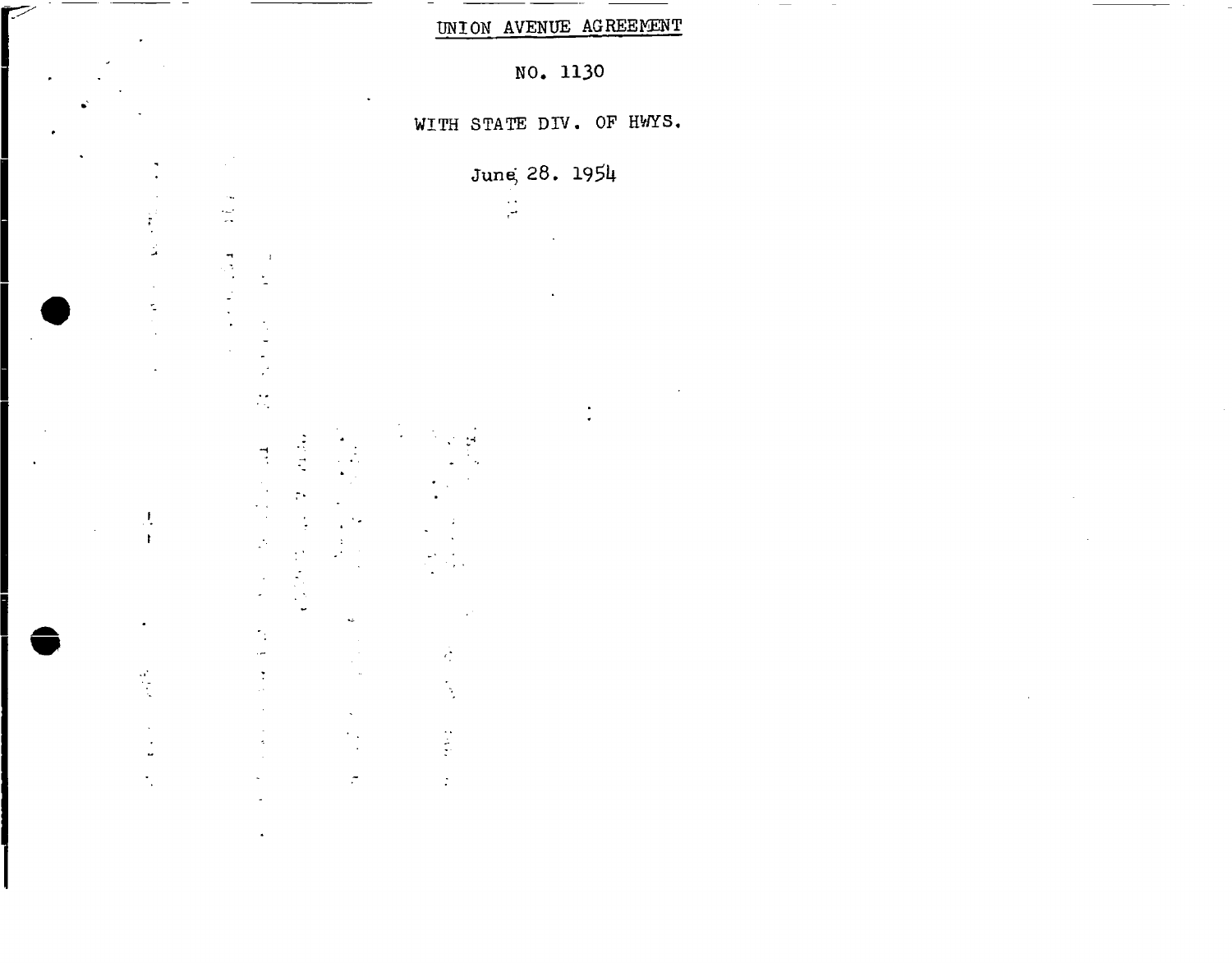UNION AVENUE AGREEMENT

NO. 1130

WITH STATE DIV. OF HWYS.

June 28. 1954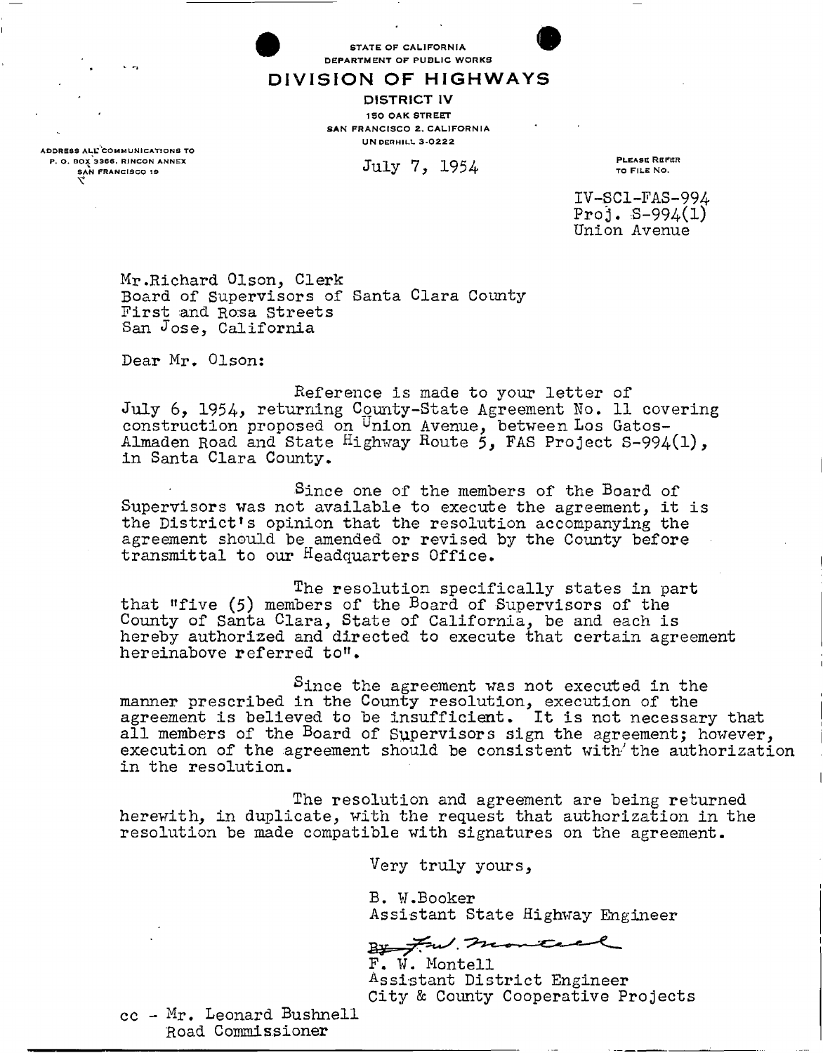STATE OF CALIFORNIA
DEPARTMENT OF PUBLIC WORKS

# DIVISION OF HIGHWAYS

DISTRICT IV
150 OAK STREET
SAN FRANCISCO 2, CALIFORNIA
UNDERHILL 3-0222

ADDRESS ALL COMMUNICATIONS TO
P. O. BOX 3366, RINCON ANNEX
SAN FRANCISCO 19

July 7, 1954

PLEASE REFER TO FILE NO.

IV-SCl-FAS-994
Proj. S-994(1)
Union Avenue

Mr. Richard Olson, Clerk
Board of Supervisors of Santa Clara County
First and Rosa Streets
San Jose, California

Dear Mr. Olson:

Reference is made to your letter of July 6, 1954, returning County-State Agreement No. 11 covering construction proposed on Union Avenue, between Los Gatos-Almaden Road and State Highway Route 5, FAS Project S-994(1), in Santa Clara County.

Since one of the members of the Board of Supervisors was not available to execute the agreement, it is the District's opinion that the resolution accompanying the agreement should be amended or revised by the County before transmittal to our Headquarters Office.

The resolution specifically states in part that "five (5) members of the Board of Supervisors of the County of Santa Clara, State of California, be and each is hereby authorized and directed to execute that certain agreement hereinabove referred to".

Since the agreement was not executed in the manner prescribed in the County resolution, execution of the agreement is believed to be insufficient. It is not necessary that all members of the Board of Supervisors sign the agreement; however, execution of the agreement should be consistent with the authorization in the resolution.

The resolution and agreement are being returned herewith, in duplicate, with the request that authorization in the resolution be made compatible with signatures on the agreement.

Very truly yours,

B. W. Booker
Assistant State Highway Engineer

By F. W. Montell
F. W. Montell
Assistant District Engineer
City & County Cooperative Projects

cc - Mr. Leonard Bushnell
Road Commissioner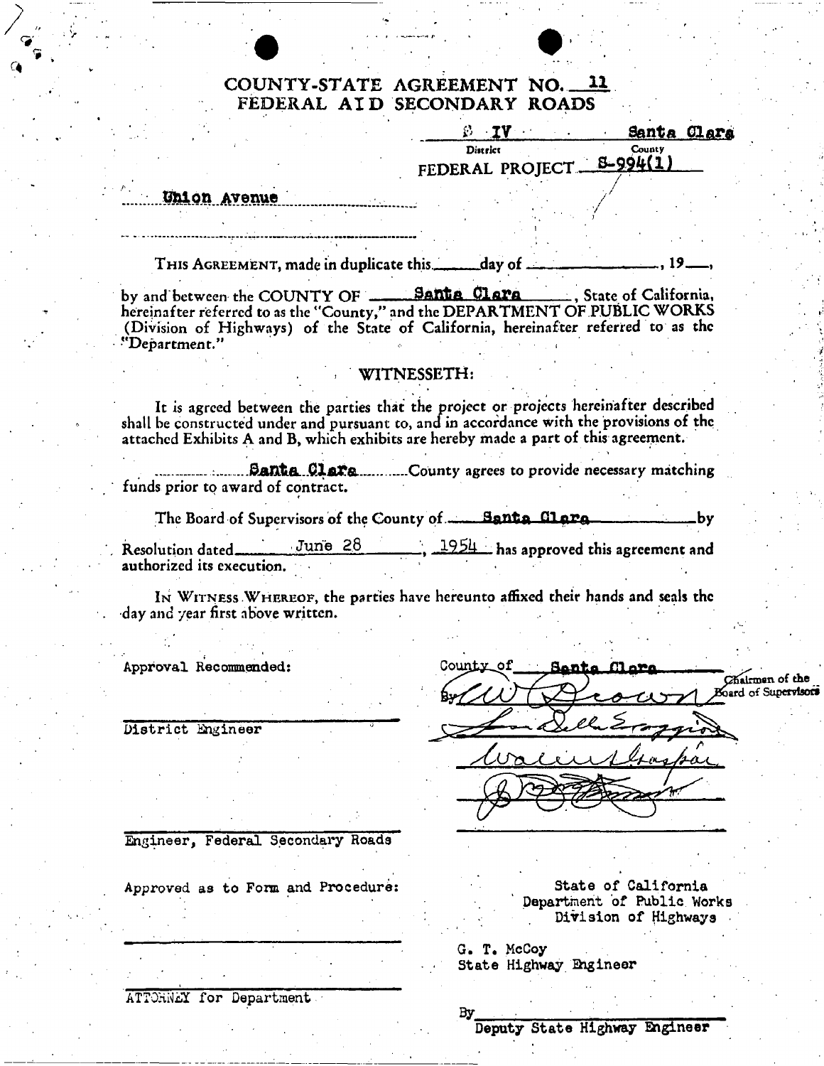# COUNTY-STATE AGREEMENT NO. 11
## FEDERAL AID SECONDARY ROADS

IV — District

Santa Clara — County

FEDERAL PROJECT S-994(1)

Union Avenue

THIS AGREEMENT, made in duplicate this \_\_\_\_\_ day of \_\_\_\_\_\_\_\_\_\_\_\_\_\_, 19\_\_\_,

by and between the COUNTY OF Santa Clara, State of California, hereinafter referred to as the "County," and the DEPARTMENT OF PUBLIC WORKS (Division of Highways) of the State of California, hereinafter referred to as the "Department."

WITNESSETH:

It is agreed between the parties that the project or projects hereinafter described shall be constructed under and pursuant to, and in accordance with the provisions of the attached Exhibits A and B, which exhibits are hereby made a part of this agreement.

Santa Clara County agrees to provide necessary matching funds prior to award of contract.

The Board of Supervisors of the County of Santa Clara by Resolution dated June 28, 1954 has approved this agreement and authorized its execution.

IN WITNESS WHEREOF, the parties have hereunto affixed their hands and seals the day and year first above written.

Approval Recommended:

\_\_\_\_\_\_\_\_\_\_\_\_\_\_\_\_\_\_\_\_\_\_\_\_
District Engineer

\_\_\_\_\_\_\_\_\_\_\_\_\_\_\_\_\_\_\_\_\_\_\_\_
Engineer, Federal Secondary Roads

Approved as to Form and Procedure:

\_\_\_\_\_\_\_\_\_\_\_\_\_\_\_\_\_\_\_\_\_\_\_\_
ATTORNEY for Department

County of Santa Clara

By [signature] Chairman of the Board of Supervisors

[signature]

[signature]

[signature]

State of California
Department of Public Works
Division of Highways

G. T. McCoy
State Highway Engineer

By \_\_\_\_\_\_\_\_\_\_\_\_\_\_\_\_\_\_\_\_\_\_\_\_
Deputy State Highway Engineer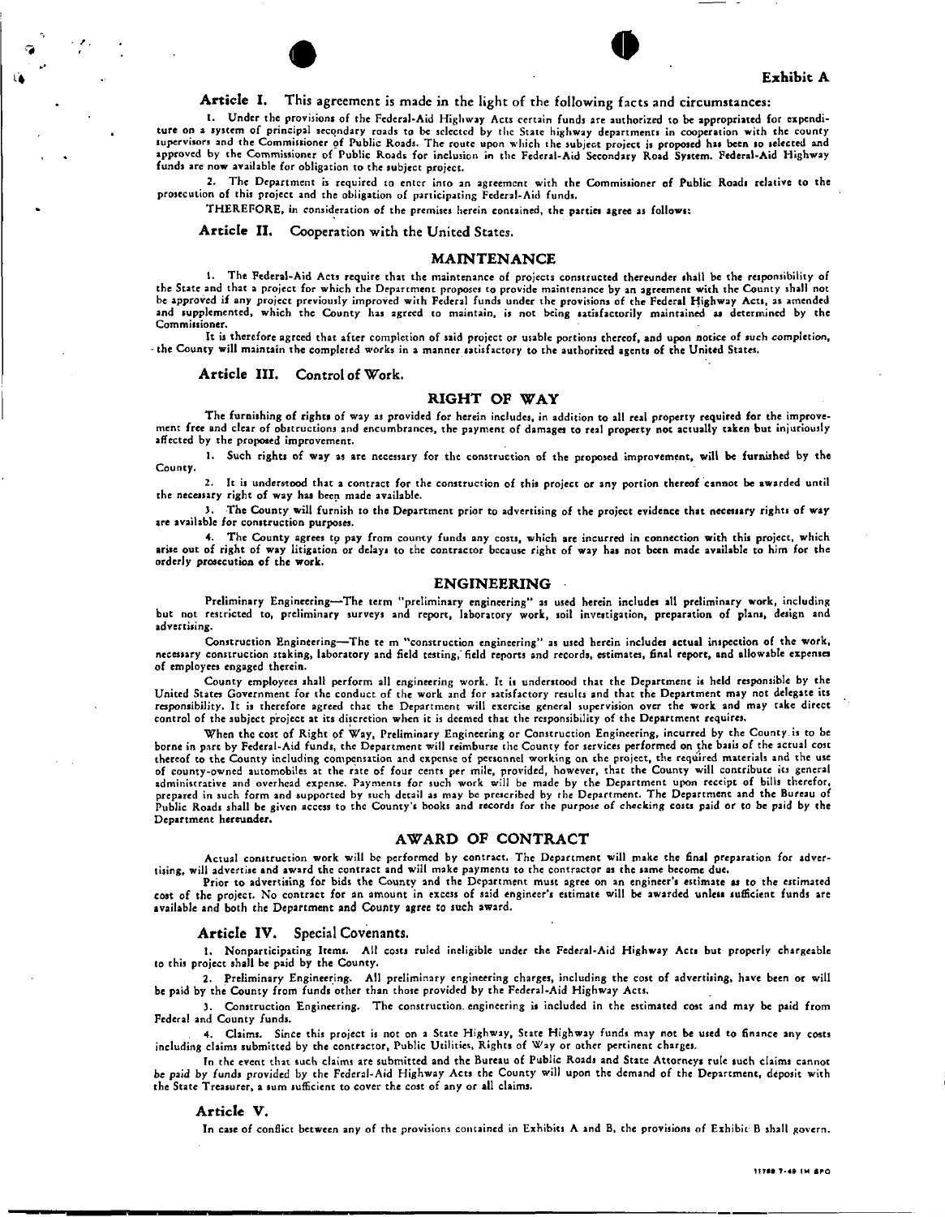**Exhibit A**

**Article I.** This agreement is made in the light of the following facts and circumstances:

1. Under the provisions of the Federal-Aid Highway Acts certain funds are authorized to be appropriated for expenditure on a system of principal secondary roads to be selected by the State highway departments in cooperation with the county supervisors and the Commissioner of Public Roads. The route upon which the subject project is proposed has been so selected and approved by the Commissioner of Public Roads for inclusion in the Federal-Aid Secondary Road System. Federal-Aid Highway funds are now available for obligation to the subject project.

2. The Department is required to enter into an agreement with the Commissioner of Public Roads relative to the prosecution of this project and the obligation of participating Federal-Aid funds.

THEREFORE, in consideration of the premises herein contained, the parties agree as follows:

**Article II.** Cooperation with the United States.

## MAINTENANCE

1. The Federal-Aid Acts require that the maintenance of projects constructed thereunder shall be the responsibility of the State and that a project for which the Department proposes to provide maintenance by an agreement with the County shall not be approved if any project previously improved with Federal funds under the provisions of the Federal Highway Acts, as amended and supplemented, which the County has agreed to maintain, is not being satisfactorily maintained as determined by the Commissioner.

It is therefore agreed that after completion of said project or usable portions thereof, and upon notice of such completion, the County will maintain the completed works in a manner satisfactory to the authorized agents of the United States.

**Article III.** Control of Work.

## RIGHT OF WAY

The furnishing of rights of way as provided for herein includes, in addition to all real property required for the improvement free and clear of obstructions and encumbrances, the payment of damages to real property not actually taken but injuriously affected by the proposed improvement.

1. Such rights of way as are necessary for the construction of the proposed improvement, will be furnished by the County.

2. It is understood that a contract for the construction of this project or any portion thereof cannot be awarded until the necessary right of way has been made available.

3. The County will furnish to the Department prior to advertising of the project evidence that necessary rights of way are available for construction purposes.

4. The County agrees to pay from county funds any costs, which are incurred in connection with this project, which arise out of right of way litigation or delays to the contractor because right of way has not been made available to him for the orderly prosecution of the work.

## ENGINEERING

Preliminary Engineering—The term "preliminary engineering" as used herein includes all preliminary work, including but not restricted to, preliminary surveys and report, laboratory work, soil investigation, preparation of plans, design and advertising.

Construction Engineering—The te m "construction engineering" as used herein includes actual inspection of the work, necessary construction staking, laboratory and field testing, field reports and records, estimates, final report, and allowable expenses of employees engaged therein.

County employees shall perform all engineering work. It is understood that the Department is held responsible by the United States Government for the conduct of the work and for satisfactory results and that the Department may not delegate its responsibility. It is therefore agreed that the Department will exercise general supervision over the work and may take direct control of the subject project at its discretion when it is deemed that the responsibility of the Department requires.

When the cost of Right of Way, Preliminary Engineering or Construction Engineering, incurred by the County is to be borne in part by Federal-Aid funds, the Department will reimburse the County for services performed on the basis of the actual cost thereof to the County including compensation and expense of personnel working on the project, the required materials and the use of county-owned automobiles at the rate of four cents per mile, provided, however, that the County will contribute its general administrative and overhead expense. Payments for such work will be made by the Department upon receipt of bills therefor, prepared in such form and supported by such detail as may be prescribed by the Department. The Department and the Bureau of Public Roads shall be given access to the County's books and records for the purpose of checking costs paid or to be paid by the Department hereunder.

## AWARD OF CONTRACT

Actual construction work will be performed by contract. The Department will make the final preparation for advertising, will advertise and award the contract and will make payments to the contractor as the same become due.

Prior to advertising for bids the County and the Department must agree on an engineer's estimate as to the estimated cost of the project. No contract for an amount in excess of said engineer's estimate will be awarded unless sufficient funds are available and both the Department and County agree to such award.

**Article IV.** Special Covenants.

1. Nonparticipating Items. All costs ruled ineligible under the Federal-Aid Highway Acts but properly chargeable to this project shall be paid by the County.

2. Preliminary Engineering. All preliminary engineering charges, including the cost of advertising, have been or will be paid by the County from funds other than those provided by the Federal-Aid Highway Acts.

3. Construction Engineering. The construction engineering is included in the estimated cost and may be paid from Federal and County funds.

4. Claims. Since this project is not on a State Highway, State Highway funds may not be used to finance any costs including claims submitted by the contractor, Public Utilities, Rights of Way or other pertinent charges.

In the event that such claims are submitted and the Bureau of Public Roads and State Attorneys rule such claims cannot be paid by funds provided by the Federal-Aid Highway Acts the County will upon the demand of the Department, deposit with the State Treasurer, a sum sufficient to cover the cost of any or all claims.

**Article V.**

In case of conflict between any of the provisions contained in Exhibits A and B, the provisions of Exhibit B shall govern.

11788 7-49 1M SPO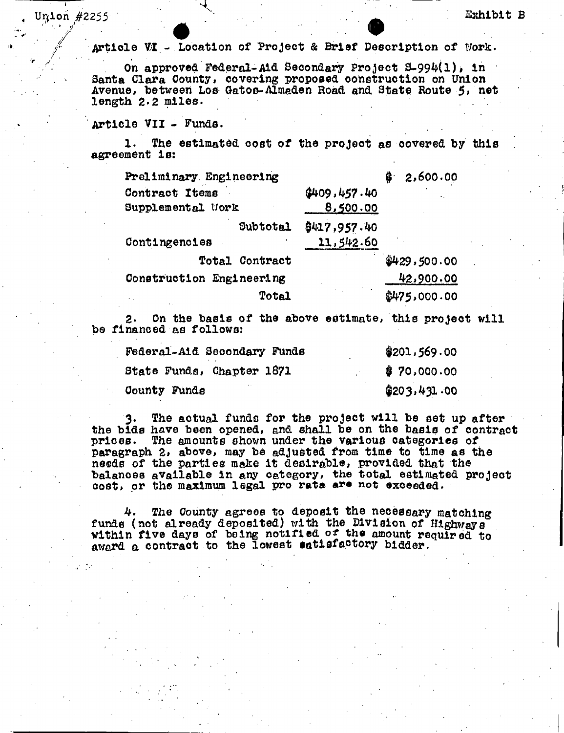Union #2255

Exhibit B

Article VI - Location of Project & Brief Description of Work.

On approved Federal-Aid Secondary Project S-994(1), in Santa Clara County, covering proposed construction on Union Avenue, between Los Gatos-Almaden Road and State Route 5, net length 2.2 miles.

Article VII - Funds.

1. The estimated cost of the project as covered by this agreement is:

| | | |
|---|---|---|
| Preliminary Engineering | | $ 2,600.00 |
| Contract Items | $409,457.40 | |
| Supplemental Work | 8,500.00 | |
| Subtotal | $417,957.40 | |
| Contingencies | 11,542.60 | |
| Total Contract | | $429,500.00 |
| Construction Engineering | | 42,900.00 |
| Total | | $475,000.00 |

2. On the basis of the above estimate, this project will be financed as follows:

| | |
|---|---|
| Federal-Aid Secondary Funds | $201,569.00 |
| State Funds, Chapter 1871 | $ 70,000.00 |
| County Funds | $203,431.00 |

3. The actual funds for the project will be set up after the bids have been opened, and shall be on the basis of contract prices. The amounts shown under the various categories of paragraph 2, above, may be adjusted from time to time as the needs of the parties make it desirable, provided that the balances available in any category, the total estimated project cost, or the maximum legal pro rata are not exceeded.

4. The County agrees to deposit the necessary matching funds (not already deposited) with the Division of Highways within five days of being notified of the amount required to award a contract to the lowest satisfactory bidder.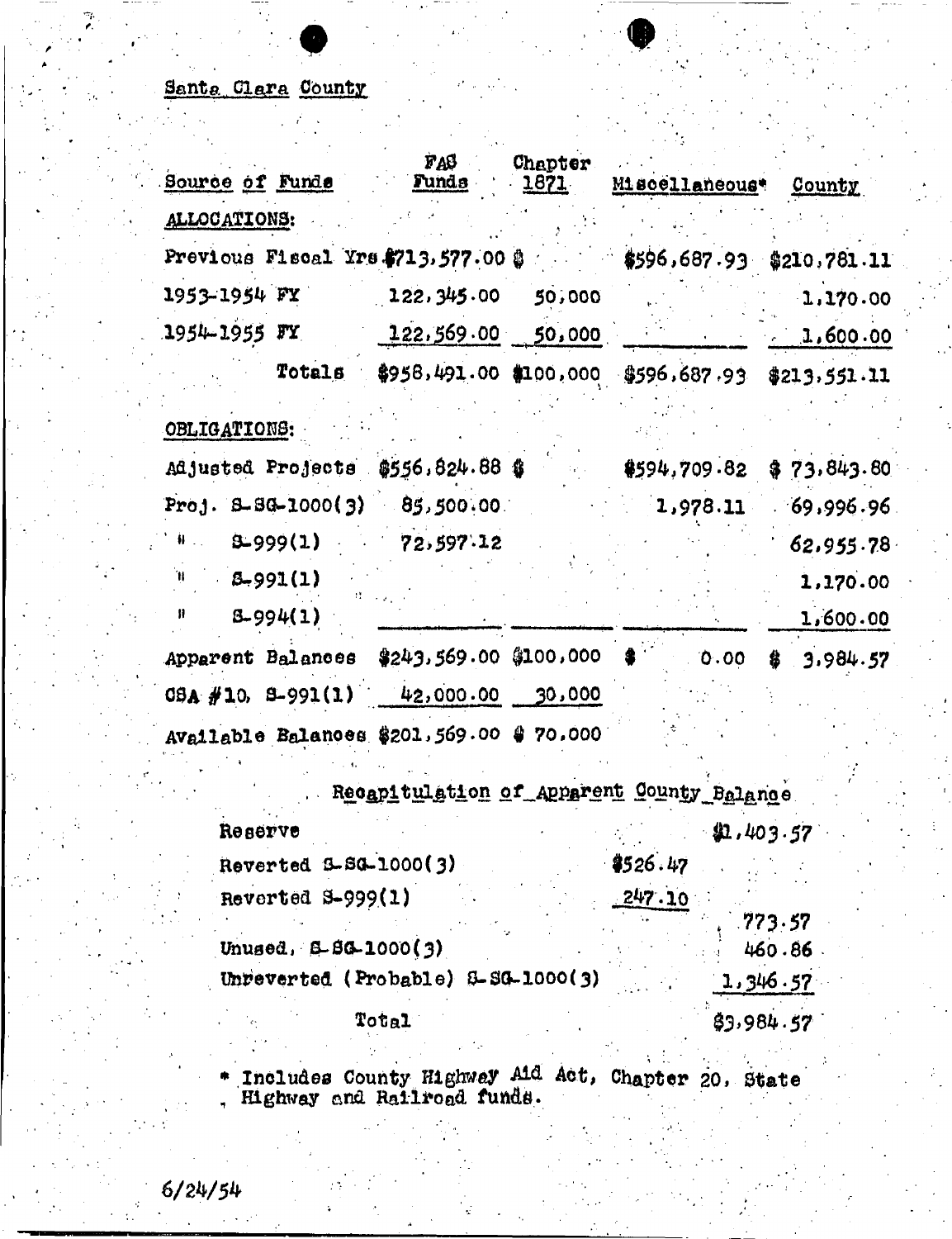Santa Clara County

| Source of Funds | FAS Funds | Chapter 1871 | Miscellaneous* | County |
|---|---|---|---|---|
| ALLOCATIONS: | | | | |
| Previous Fiscal Yrs | $713,577.00 | $ | $596,687.93 | $210,781.11 |
| 1953-1954 FY | 122,345.00 | 50,000 | | 1,170.00 |
| 1954-1955 FY | 122,569.00 | 50,000 | | 1,600.00 |
| Totals | $958,491.00 | $100,000 | $596,687.93 | $213,551.11 |
| OBLIGATIONS: | | | | |
| Adjusted Projects | $556,824.88 | $ | $594,709.82 | $ 73,843.80 |
| Proj. S-SG-1000(3) | 85,500.00 | | 1,978.11 | 69,996.96 |
| " S-999(1) | 72,597.12 | | | 62,955.78 |
| " S-991(1) | | | | 1,170.00 |
| " S-994(1) | | | | 1,600.00 |
| Apparent Balances | $243,569.00 | $100,000 | $ 0.00 | $ 3,984.57 |
| CSA #10, S-991(1) | 42,000.00 | 30,000 | | |
| Available Balances | $201,569.00 | $ 70,000 | | |

Recapitulation of Apparent County Balance

| | | |
|---|---|---|
| Reserve | | $1,403.57 |
| Reverted S-SG-1000(3) | $526.47 | |
| Reverted S-999(1) | 247.10 | |
| | | 773.57 |
| Unused, S-SG-1000(3) | | 460.86 |
| Unreverted (Probable) S-SG-1000(3) | | 1,346.57 |
| Total | | $3,984.57 |

* Includes County Highway Aid Act, Chapter 20, State Highway and Railroad funds.

6/24/54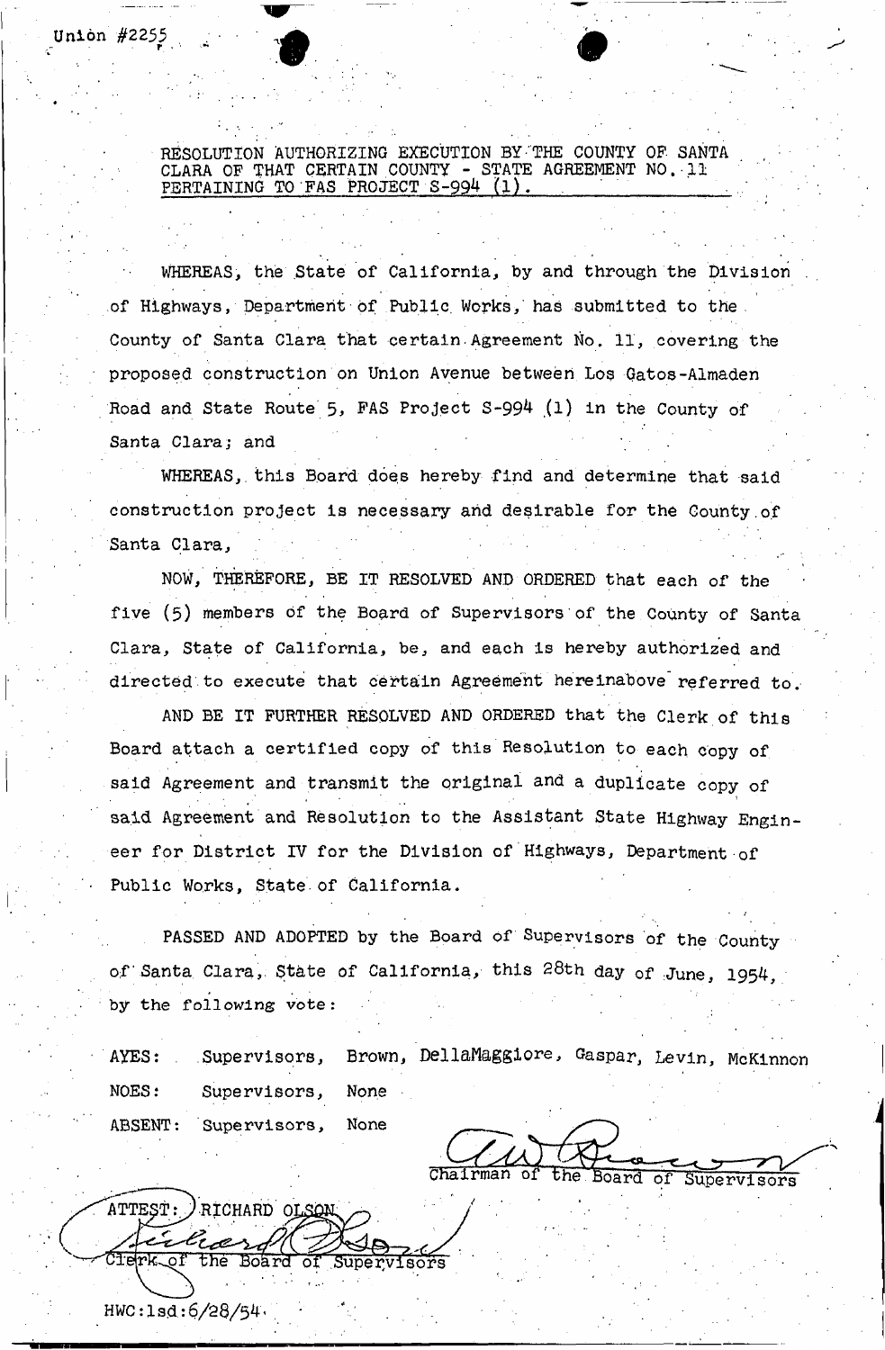Union #2255

**RESOLUTION AUTHORIZING EXECUTION BY THE COUNTY OF SANTA CLARA OF THAT CERTAIN COUNTY - STATE AGREEMENT NO. 11 PERTAINING TO FAS PROJECT S-994 (1).**

WHEREAS, the State of California, by and through the Division of Highways, Department of Public Works, has submitted to the County of Santa Clara that certain Agreement No. 11, covering the proposed construction on Union Avenue between Los Gatos-Almaden Road and State Route 5, FAS Project S-994 (1) in the County of Santa Clara; and

WHEREAS, this Board does hereby find and determine that said construction project is necessary and desirable for the County of Santa Clara,

NOW, THEREFORE, BE IT RESOLVED AND ORDERED that each of the five (5) members of the Board of Supervisors of the County of Santa Clara, State of California, be, and each is hereby authorized and directed to execute that certain Agreement hereinabove referred to.

AND BE IT FURTHER RESOLVED AND ORDERED that the Clerk of this Board attach a certified copy of this Resolution to each copy of said Agreement and transmit the original and a duplicate copy of said Agreement and Resolution to the Assistant State Highway Engineer for District IV for the Division of Highways, Department of Public Works, State of California.

PASSED AND ADOPTED by the Board of Supervisors of the County of Santa Clara, State of California, this 28th day of June, 1954, by the following vote:

AYES: Supervisors, Brown, DellaMaggiore, Gaspar, Levin, McKinnon

NOES: Supervisors, None

ABSENT: Supervisors, None

Chairman of the Board of Supervisors

ATTEST: RICHARD OLSON

Clerk of the Board of Supervisors

HWC:lsd:6/28/54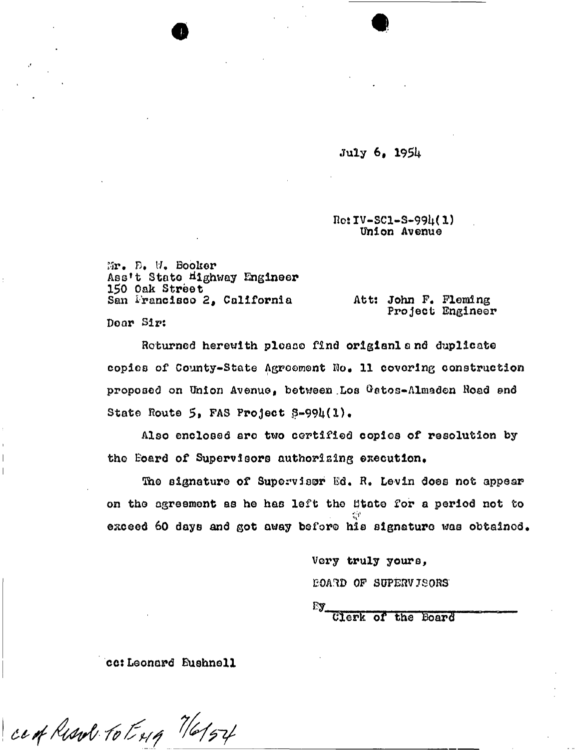July 6, 1954

Re: IV-SCl-S-994(1)
Union Avenue

Mr. B. W. Booker
Ass't State Highway Engineer
150 Oak Street
San Francisco 2, California

Att: John F. Fleming
Project Engineer

Dear Sir:

Returned herewith please find origianl and duplicate copies of County-State Agreement No. 11 covering construction proposed on Union Avenue, between Los Gatos-Almaden Road and State Route 5, FAS Project S-994(1).

Also enclosed are two certified copies of resolution by the Board of Supervisors authorizing execution.

The signature of Supervisor Ed. R. Levin does not appear on the agreement as he has left the State for a period not to exceed 60 days and got away before his signature was obtained.

Very truly yours,

BOARD OF SUPERVISORS

By\_\_\_\_\_\_\_\_\_\_\_\_\_\_\_\_\_\_\_\_\_\_
Clerk of the Board

cc: Leonard Bushnell

cc of Resol. to Eng 7/6/54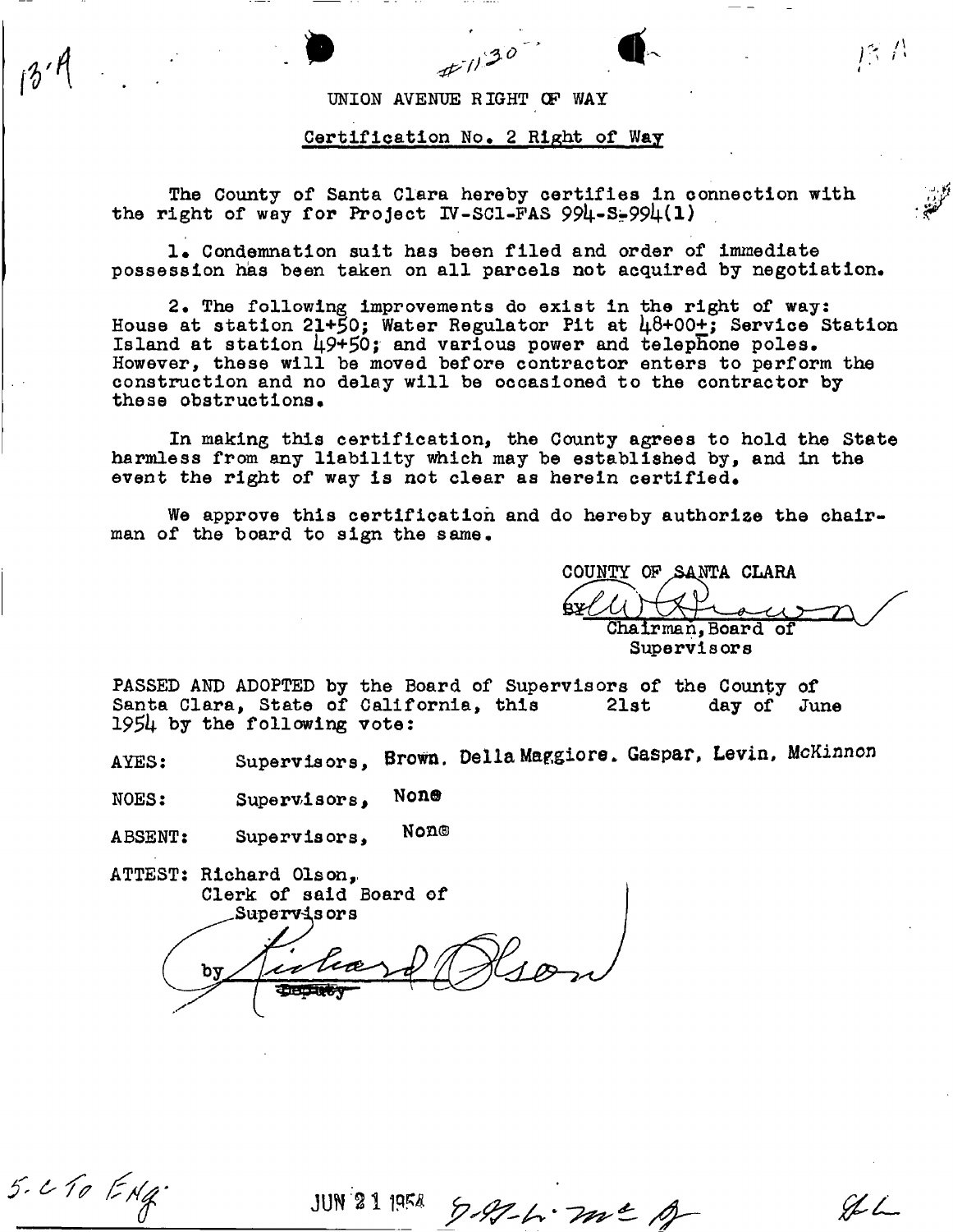#1130

UNION AVENUE RIGHT OF WAY

Certification No. 2 Right of Way

The County of Santa Clara hereby certifies in connection with the right of way for Project IV-SCl-FAS 994-S-994(1)

1. Condemnation suit has been filed and order of immediate possession has been taken on all parcels not acquired by negotiation.

2. The following improvements do exist in the right of way: House at station 21+50; Water Regulator Pit at 48+00+; Service Station Island at station 49+50; and various power and telephone poles. However, these will be moved before contractor enters to perform the construction and no delay will be occasioned to the contractor by these obstructions.

In making this certification, the County agrees to hold the State harmless from any liability which may be established by, and in the event the right of way is not clear as herein certified.

We approve this certification and do hereby authorize the chairman of the board to sign the same.

COUNTY OF SANTA CLARA

BY ______________________
Chairman, Board of Supervisors

PASSED AND ADOPTED by the Board of Supervisors of the County of Santa Clara, State of California, this 21st day of June 1954 by the following vote:

AYES: Supervisors, Brown, Della Maggiore, Gaspar, Levin, McKinnon

NOES: Supervisors, None

ABSENT: Supervisors, None

ATTEST: Richard Olson,
Clerk of said Board of Supervisors

by ______________________
~~Deputy~~

5. C To Eng.

JUN 21 1954 9-94-L. mc A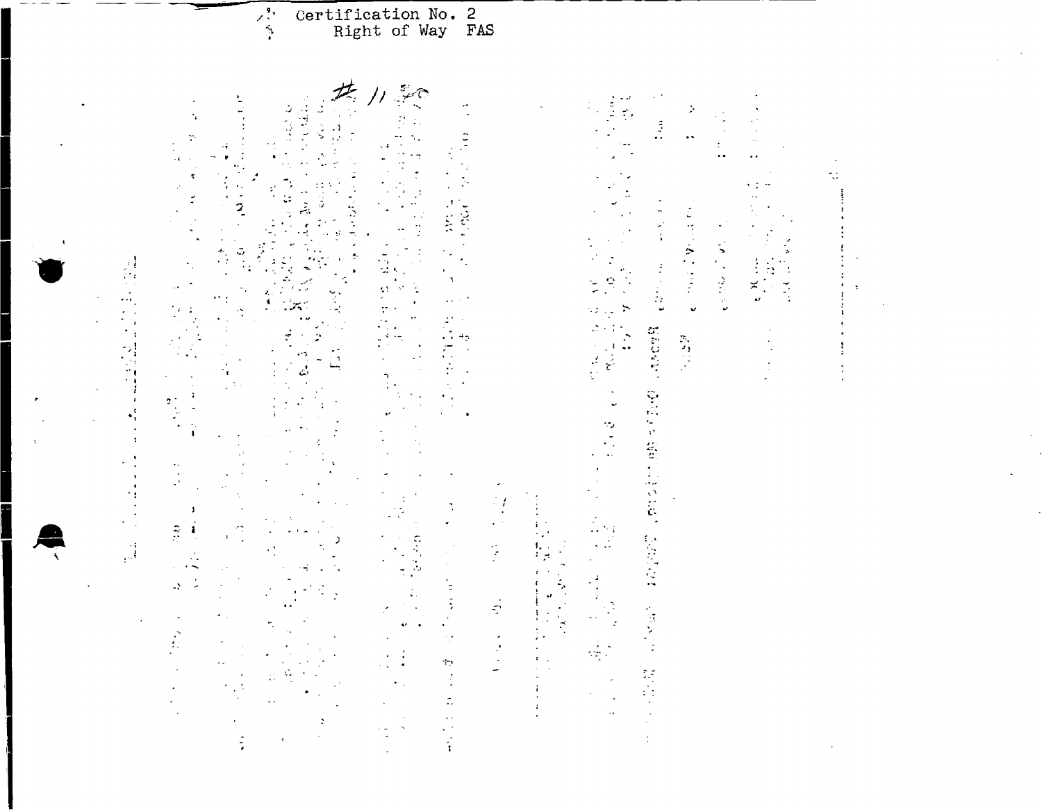Certification No. 2
Right of Way FAS

#11